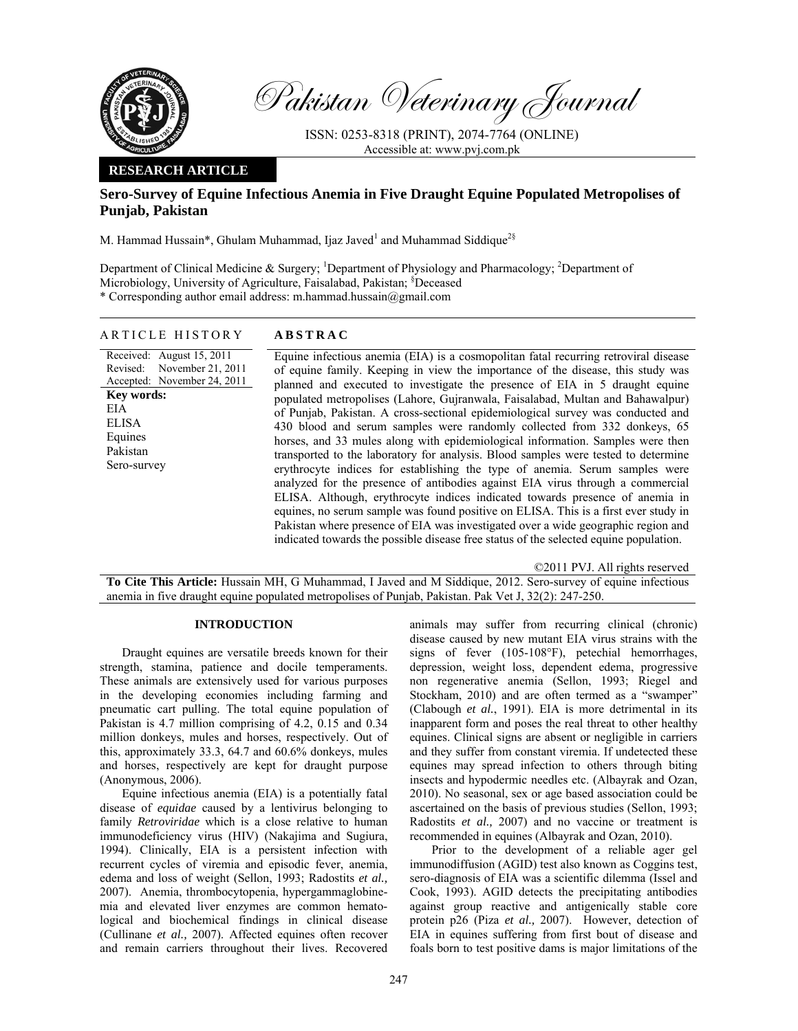Pakistan Veterinary Journal

ISSN: 0253-8318 (PRINT), 2074-7764 (ONLINE)
Accessible at: www.pvj.com.pk

**RESEARCH ARTICLE**

# Sero-Survey of Equine Infectious Anemia in Five Draught Equine Populated Metropolises of Punjab, Pakistan

M. Hammad Hussain*, Ghulam Muhammad, Ijaz Javed[1] and Muhammad Siddique[2§]

Department of Clinical Medicine & Surgery; [1]Department of Physiology and Pharmacology; [2]Department of Microbiology, University of Agriculture, Faisalabad, Pakistan; [§]Deceased
\* Corresponding author email address: m.hammad.hussain@gmail.com

**ARTICLE HISTORY**

Received: August 15, 2011
Revised: November 21, 2011
Accepted: November 24, 2011

**Key words:**
EIA
ELISA
Equines
Pakistan
Sero-survey

**ABSTRAC**

Equine infectious anemia (EIA) is a cosmopolitan fatal recurring retroviral disease of equine family. Keeping in view the importance of the disease, this study was planned and executed to investigate the presence of EIA in 5 draught equine populated metropolises (Lahore, Gujranwala, Faisalabad, Multan and Bahawalpur) of Punjab, Pakistan. A cross-sectional epidemiological survey was conducted and 430 blood and serum samples were randomly collected from 332 donkeys, 65 horses, and 33 mules along with epidemiological information. Samples were then transported to the laboratory for analysis. Blood samples were tested to determine erythrocyte indices for establishing the type of anemia. Serum samples were analyzed for the presence of antibodies against EIA virus through a commercial ELISA. Although, erythrocyte indices indicated towards presence of anemia in equines, no serum sample was found positive on ELISA. This is a first ever study in Pakistan where presence of EIA was investigated over a wide geographic region and indicated towards the possible disease free status of the selected equine population.

©2011 PVJ. All rights reserved

**To Cite This Article:** Hussain MH, G Muhammad, I Javed and M Siddique, 2012. Sero-survey of equine infectious anemia in five draught equine populated metropolises of Punjab, Pakistan. Pak Vet J, 32(2): 247-250.

## INTRODUCTION

Draught equines are versatile breeds known for their strength, stamina, patience and docile temperaments. These animals are extensively used for various purposes in the developing economies including farming and pneumatic cart pulling. The total equine population of Pakistan is 4.7 million comprising of 4.2, 0.15 and 0.34 million donkeys, mules and horses, respectively. Out of this, approximately 33.3, 64.7 and 60.6% donkeys, mules and horses, respectively are kept for draught purpose (Anonymous, 2006).

Equine infectious anemia (EIA) is a potentially fatal disease of *equidae* caused by a lentivirus belonging to family *Retroviridae* which is a close relative to human immunodeficiency virus (HIV) (Nakajima and Sugiura, 1994). Clinically, EIA is a persistent infection with recurrent cycles of viremia and episodic fever, anemia, edema and loss of weight (Sellon, 1993; Radostits *et al.,* 2007). Anemia, thrombocytopenia, hypergammaglobinemia and elevated liver enzymes are common hematological and biochemical findings in clinical disease (Cullinane *et al.,* 2007). Affected equines often recover and remain carriers throughout their lives. Recovered animals may suffer from recurring clinical (chronic) disease caused by new mutant EIA virus strains with the signs of fever (105-108°F), petechial hemorrhages, depression, weight loss, dependent edema, progressive non regenerative anemia (Sellon, 1993; Riegel and Stockham, 2010) and are often termed as a "swamper" (Clabough *et al.*, 1991). EIA is more detrimental in its inapparent form and poses the real threat to other healthy equines. Clinical signs are absent or negligible in carriers and they suffer from constant viremia. If undetected these equines may spread infection to others through biting insects and hypodermic needles etc. (Albayrak and Ozan, 2010). No seasonal, sex or age based association could be ascertained on the basis of previous studies (Sellon, 1993; Radostits *et al.,* 2007) and no vaccine or treatment is recommended in equines (Albayrak and Ozan, 2010).

Prior to the development of a reliable ager gel immunodiffusion (AGID) test also known as Coggins test, sero-diagnosis of EIA was a scientific dilemma (Issel and Cook, 1993). AGID detects the precipitating antibodies against group reactive and antigenically stable core protein p26 (Piza *et al.,* 2007). However, detection of EIA in equines suffering from first bout of disease and foals born to test positive dams is major limitations of the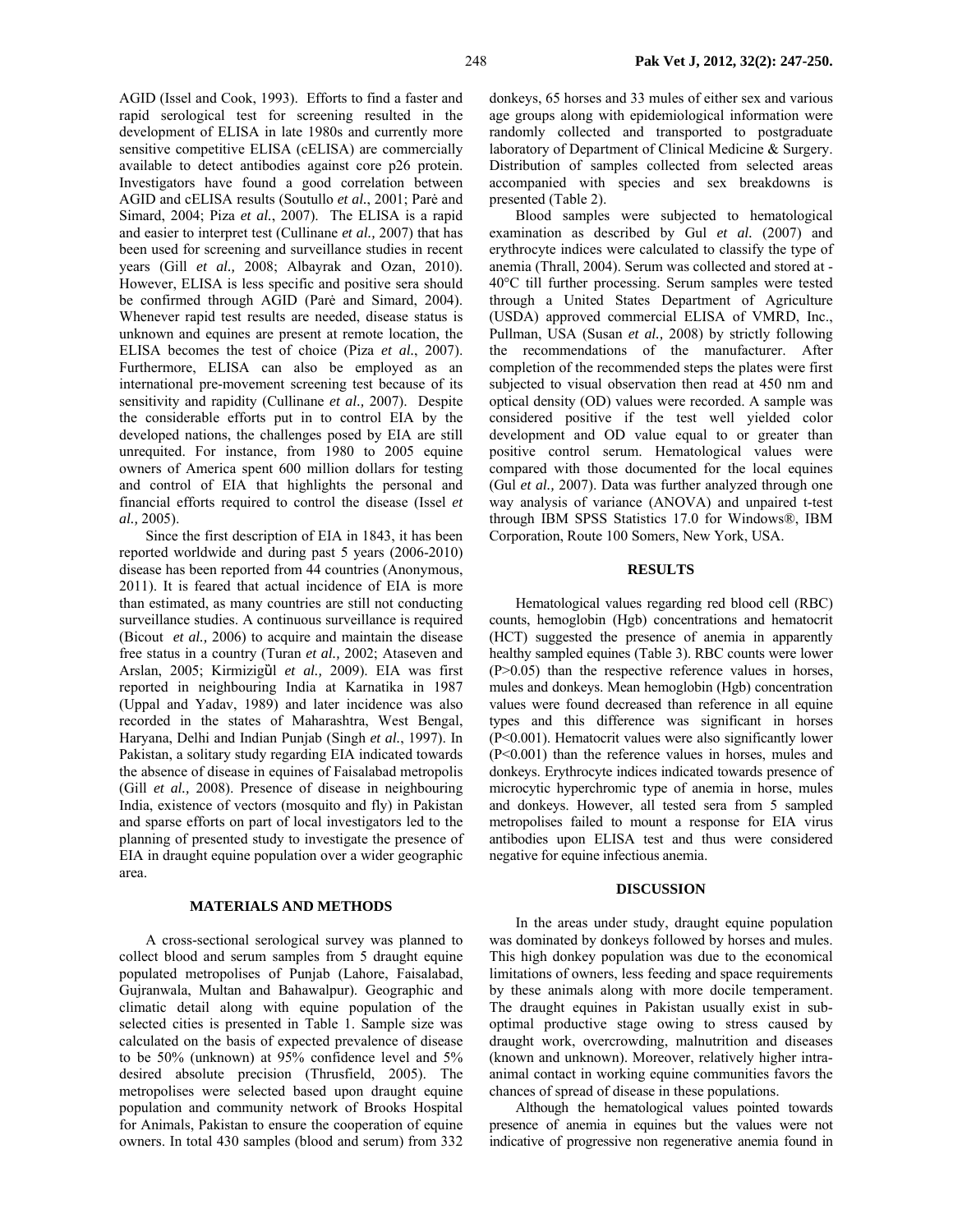AGID (Issel and Cook, 1993). Efforts to find a faster and rapid serological test for screening resulted in the development of ELISA in late 1980s and currently more sensitive competitive ELISA (cELISA) are commercially available to detect antibodies against core p26 protein. Investigators have found a good correlation between AGID and cELISA results (Soutullo *et al.*, 2001; Parė and Simard, 2004; Piza *et al.*, 2007). The ELISA is a rapid and easier to interpret test (Cullinane *et al.,* 2007) that has been used for screening and surveillance studies in recent years (Gill *et al.,* 2008; Albayrak and Ozan, 2010). However, ELISA is less specific and positive sera should be confirmed through AGID (Parė and Simard, 2004). Whenever rapid test results are needed, disease status is unknown and equines are present at remote location, the ELISA becomes the test of choice (Piza *et al.*, 2007). Furthermore, ELISA can also be employed as an international pre-movement screening test because of its sensitivity and rapidity (Cullinane *et al.,* 2007). Despite the considerable efforts put in to control EIA by the developed nations, the challenges posed by EIA are still unrequited. For instance, from 1980 to 2005 equine owners of America spent 600 million dollars for testing and control of EIA that highlights the personal and financial efforts required to control the disease (Issel *et al.,* 2005).

Since the first description of EIA in 1843, it has been reported worldwide and during past 5 years (2006-2010) disease has been reported from 44 countries (Anonymous, 2011). It is feared that actual incidence of EIA is more than estimated, as many countries are still not conducting surveillance studies. A continuous surveillance is required (Bicout *et al.,* 2006) to acquire and maintain the disease free status in a country (Turan *et al.,* 2002; Ataseven and Arslan, 2005; Kirmizigǜl *et al.,* 2009). EIA was first reported in neighbouring India at Karnatika in 1987 (Uppal and Yadav, 1989) and later incidence was also recorded in the states of Maharashtra, West Bengal, Haryana, Delhi and Indian Punjab (Singh *et al.*, 1997). In Pakistan, a solitary study regarding EIA indicated towards the absence of disease in equines of Faisalabad metropolis (Gill *et al.,* 2008). Presence of disease in neighbouring India, existence of vectors (mosquito and fly) in Pakistan and sparse efforts on part of local investigators led to the planning of presented study to investigate the presence of EIA in draught equine population over a wider geographic area.

## MATERIALS AND METHODS

A cross-sectional serological survey was planned to collect blood and serum samples from 5 draught equine populated metropolises of Punjab (Lahore, Faisalabad, Gujranwala, Multan and Bahawalpur). Geographic and climatic detail along with equine population of the selected cities is presented in Table 1. Sample size was calculated on the basis of expected prevalence of disease to be 50% (unknown) at 95% confidence level and 5% desired absolute precision (Thrusfield, 2005). The metropolises were selected based upon draught equine population and community network of Brooks Hospital for Animals, Pakistan to ensure the cooperation of equine owners. In total 430 samples (blood and serum) from 332 donkeys, 65 horses and 33 mules of either sex and various age groups along with epidemiological information were randomly collected and transported to postgraduate laboratory of Department of Clinical Medicine & Surgery. Distribution of samples collected from selected areas accompanied with species and sex breakdowns is presented (Table 2).

Blood samples were subjected to hematological examination as described by Gul *et al.* (2007) and erythrocyte indices were calculated to classify the type of anemia (Thrall, 2004). Serum was collected and stored at -40°C till further processing. Serum samples were tested through a United States Department of Agriculture (USDA) approved commercial ELISA of VMRD, Inc., Pullman, USA (Susan *et al.,* 2008) by strictly following the recommendations of the manufacturer. After completion of the recommended steps the plates were first subjected to visual observation then read at 450 nm and optical density (OD) values were recorded. A sample was considered positive if the test well yielded color development and OD value equal to or greater than positive control serum. Hematological values were compared with those documented for the local equines (Gul *et al.,* 2007). Data was further analyzed through one way analysis of variance (ANOVA) and unpaired t-test through IBM SPSS Statistics 17.0 for Windows®, IBM Corporation, Route 100 Somers, New York, USA.

## RESULTS

Hematological values regarding red blood cell (RBC) counts, hemoglobin (Hgb) concentrations and hematocrit (HCT) suggested the presence of anemia in apparently healthy sampled equines (Table 3). RBC counts were lower ($P>0.05$) than the respective reference values in horses, mules and donkeys. Mean hemoglobin (Hgb) concentration values were found decreased than reference in all equine types and this difference was significant in horses ($P<0.001$). Hematocrit values were also significantly lower ($P<0.001$) than the reference values in horses, mules and donkeys. Erythrocyte indices indicated towards presence of microcytic hyperchromic type of anemia in horse, mules and donkeys. However, all tested sera from 5 sampled metropolises failed to mount a response for EIA virus antibodies upon ELISA test and thus were considered negative for equine infectious anemia.

## DISCUSSION

In the areas under study, draught equine population was dominated by donkeys followed by horses and mules. This high donkey population was due to the economical limitations of owners, less feeding and space requirements by these animals along with more docile temperament. The draught equines in Pakistan usually exist in sub-optimal productive stage owing to stress caused by draught work, overcrowding, malnutrition and diseases (known and unknown). Moreover, relatively higher intra-animal contact in working equine communities favors the chances of spread of disease in these populations.

Although the hematological values pointed towards presence of anemia in equines but the values were not indicative of progressive non regenerative anemia found in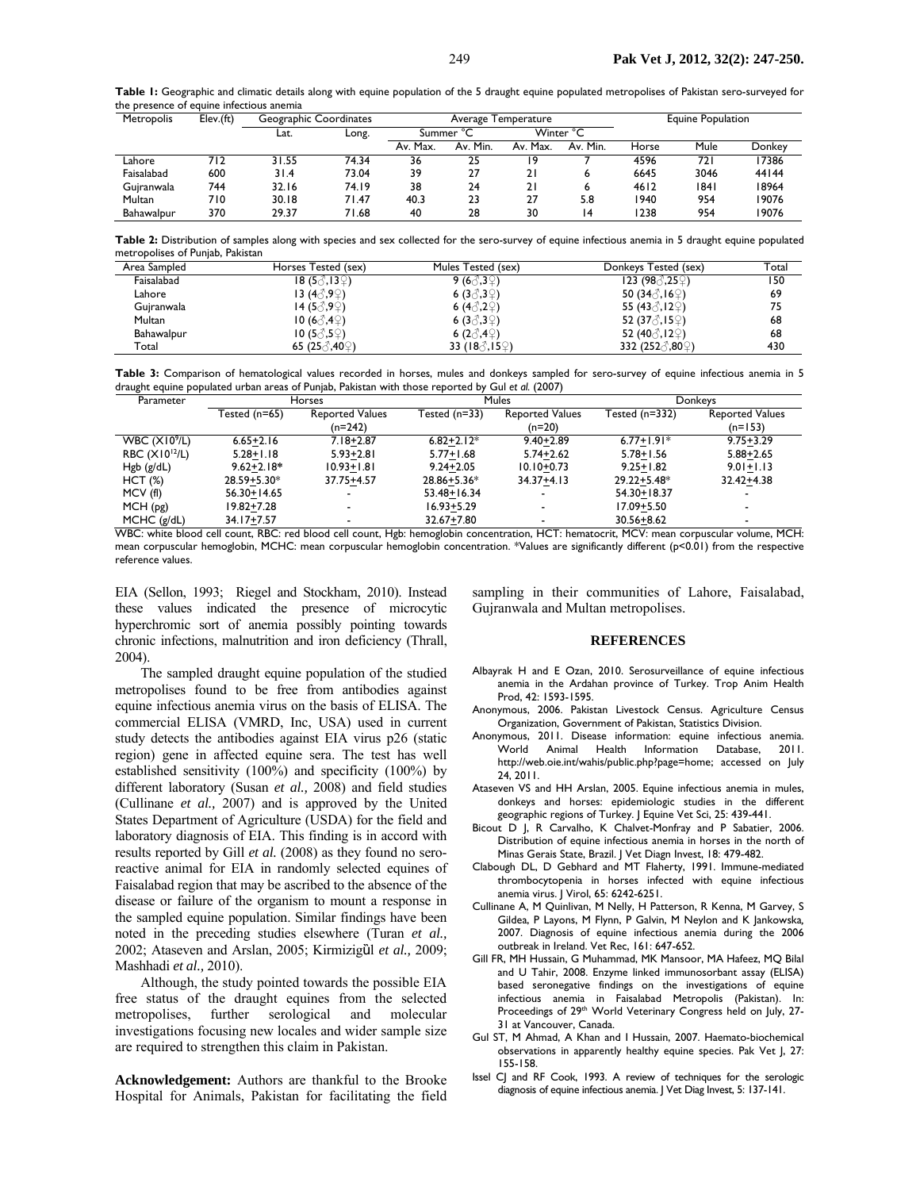**Table 1:** Geographic and climatic details along with equine population of the 5 draught equine populated metropolises of Pakistan sero-surveyed for the presence of equine infectious anemia

| Metropolis | Elev.(ft) | Geographic Coordinates | | Average Temperature | | | | Equine Population | | |
|---|---|---|---|---|---|---|---|---|---|---|
| | | Lat. | Long. | Summer °C | | Winter °C | | | | |
| | | | | Av. Max. | Av. Min. | Av. Max. | Av. Min. | Horse | Mule | Donkey |
| Lahore | 712 | 31.55 | 74.34 | 36 | 25 | 19 | 7 | 4596 | 721 | 17386 |
| Faisalabad | 600 | 31.4 | 73.04 | 39 | 27 | 21 | 6 | 6645 | 3046 | 44144 |
| Gujranwala | 744 | 32.16 | 74.19 | 38 | 24 | 21 | 6 | 4612 | 1841 | 18964 |
| Multan | 710 | 30.18 | 71.47 | 40.3 | 23 | 27 | 5.8 | 1940 | 954 | 19076 |
| Bahawalpur | 370 | 29.37 | 71.68 | 40 | 28 | 30 | 14 | 1238 | 954 | 19076 |

**Table 2:** Distribution of samples along with species and sex collected for the sero-survey of equine infectious anemia in 5 draught equine populated metropolises of Punjab, Pakistan

| Area Sampled | Horses Tested (sex) | Mules Tested (sex) | Donkeys Tested (sex) | Total |
|---|---|---|---|---|
| Faisalabad | 18 (5♂,13♀) | 9 (6♂,3♀) | 123 (98♂,25♀) | 150 |
| Lahore | 13 (4♂,9♀) | 6 (3♂,3♀) | 50 (34♂,16♀) | 69 |
| Gujranwala | 14 (5♂,9♀) | 6 (4♂,2♀) | 55 (43♂,12♀) | 75 |
| Multan | 10 (6♂,4♀) | 6 (3♂,3♀) | 52 (37♂,15♀) | 68 |
| Bahawalpur | 10 (5♂,5♀) | 6 (2♂,4♀) | 52 (40♂,12♀) | 68 |
| Total | 65 (25♂,40♀) | 33 (18♂,15♀) | 332 (252♂,80♀) | 430 |

**Table 3:** Comparison of hematological values recorded in horses, mules and donkeys sampled for sero-survey of equine infectious anemia in 5 draught equine populated urban areas of Punjab, Pakistan with those reported by Gul *et al.* (2007)

| Parameter | Horses | | Mules | | Donkeys | |
|---|---|---|---|---|---|---|
| | Tested (n=65) | Reported Values (n=242) | Tested (n=33) | Reported Values (n=20) | Tested (n=332) | Reported Values (n=153) |
| WBC ($X10^9$/L) | 6.65±2.16 | 7.18±2.87 | 6.82±2.12* | 9.40±2.89 | 6.77±1.91* | 9.75±3.29 |
| RBC ($X10^{12}$/L) | 5.28±1.18 | 5.93±2.81 | 5.77±1.68 | 5.74±2.62 | 5.78±1.56 | 5.88±2.65 |
| Hgb (g/dL) | 9.62±2.18* | 10.93±1.81 | 9.24±2.05 | 10.10±0.73 | 9.25±1.82 | 9.01±1.13 |
| HCT (%) | 28.59±5.30* | 37.75±4.57 | 28.86±5.36* | 34.37±4.13 | 29.22±5.48* | 32.42±4.38 |
| MCV (fl) | 56.30±14.65 | - | 53.48±16.34 | - | 54.30±18.37 | - |
| MCH (pg) | 19.82±7.28 | - | 16.93±5.29 | - | 17.09±5.50 | - |
| MCHC (g/dL) | 34.17±7.57 | - | 32.67±7.80 | - | 30.56±8.62 | - |

WBC: white blood cell count, RBC: red blood cell count, Hgb: hemoglobin concentration, HCT: hematocrit, MCV: mean corpuscular volume, MCH: mean corpuscular hemoglobin, MCHC: mean corpuscular hemoglobin concentration. *Values are significantly different (p<0.01) from the respective reference values.

EIA (Sellon, 1993; Riegel and Stockham, 2010). Instead these values indicated the presence of microcytic hyperchromic sort of anemia possibly pointing towards chronic infections, malnutrition and iron deficiency (Thrall, 2004).

The sampled draught equine population of the studied metropolises found to be free from antibodies against equine infectious anemia virus on the basis of ELISA. The commercial ELISA (VMRD, Inc, USA) used in current study detects the antibodies against EIA virus p26 (static region) gene in affected equine sera. The test has well established sensitivity (100%) and specificity (100%) by different laboratory (Susan *et al.,* 2008) and field studies (Cullinane *et al.,* 2007) and is approved by the United States Department of Agriculture (USDA) for the field and laboratory diagnosis of EIA. This finding is in accord with results reported by Gill *et al.* (2008) as they found no sero-reactive animal for EIA in randomly selected equines of Faisalabad region that may be ascribed to the absence of the disease or failure of the organism to mount a response in the sampled equine population. Similar findings have been noted in the preceding studies elsewhere (Turan *et al.,* 2002; Ataseven and Arslan, 2005; Kirmizigül *et al.,* 2009; Mashhadi *et al.,* 2010).

Although, the study pointed towards the possible EIA free status of the draught equines from the selected metropolises, further serological and molecular investigations focusing new locales and wider sample size are required to strengthen this claim in Pakistan.

**Acknowledgement:** Authors are thankful to the Brooke Hospital for Animals, Pakistan for facilitating the field sampling in their communities of Lahore, Faisalabad, Gujranwala and Multan metropolises.

## REFERENCES

Albayrak H and E Ozan, 2010. Serosurveillance of equine infectious anemia in the Ardahan province of Turkey. Trop Anim Health Prod, 42: 1593-1595.

Anonymous, 2006. Pakistan Livestock Census. Agriculture Census Organization, Government of Pakistan, Statistics Division.

Anonymous, 2011. Disease information: equine infectious anemia. World Animal Health Information Database, 2011. http://web.oie.int/wahis/public.php?page=home; accessed on July 24, 2011.

Ataseven VS and HH Arslan, 2005. Equine infectious anemia in mules, donkeys and horses: epidemiologic studies in the different geographic regions of Turkey. J Equine Vet Sci, 25: 439-441.

Bicout D J, R Carvalho, K Chalvet-Monfray and P Sabatier, 2006. Distribution of equine infectious anemia in horses in the north of Minas Gerais State, Brazil. J Vet Diagn Invest, 18: 479-482.

Clabough DL, D Gebhard and MT Flaherty, 1991. Immune-mediated thrombocytopenia in horses infected with equine infectious anemia virus. J Virol, 65: 6242-6251.

Cullinane A, M Quinlivan, M Nelly, H Patterson, R Kenna, M Garvey, S Gildea, P Layons, M Flynn, P Galvin, M Neylon and K Jankowska, 2007. Diagnosis of equine infectious anemia during the 2006 outbreak in Ireland. Vet Rec, 161: 647-652.

Gill FR, MH Hussain, G Muhammad, MK Mansoor, MA Hafeez, MQ Bilal and U Tahir, 2008. Enzyme linked immunosorbant assay (ELISA) based seronegative findings on the investigations of equine infectious anemia in Faisalabad Metropolis (Pakistan). In: Proceedings of 29th World Veterinary Congress held on July, 27-31 at Vancouver, Canada.

Gul ST, M Ahmad, A Khan and I Hussain, 2007. Haemato-biochemical observations in apparently healthy equine species. Pak Vet J, 27: 155-158.

Issel CJ and RF Cook, 1993. A review of techniques for the serologic diagnosis of equine infectious anemia. J Vet Diag Invest, 5: 137-141.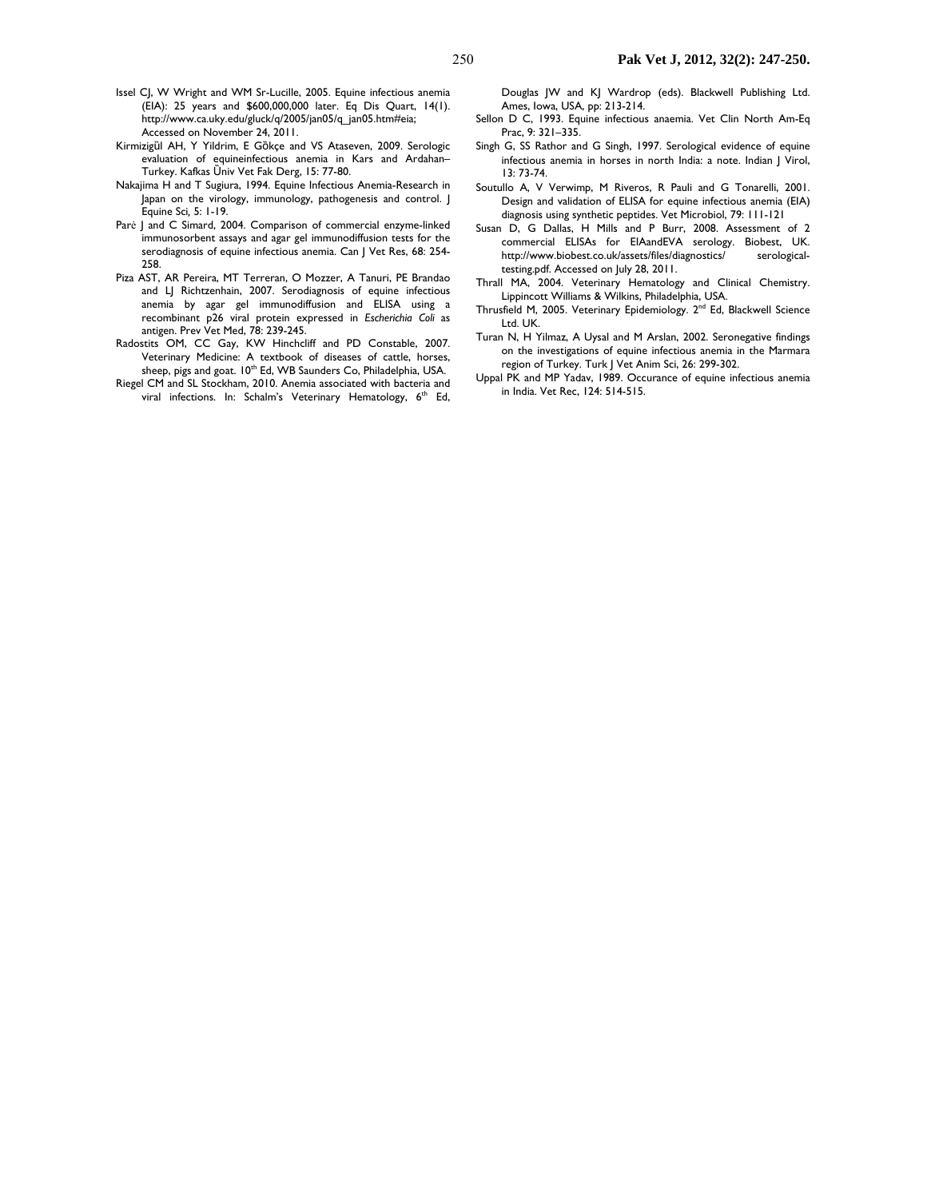Issel CJ, W Wright and WM Sr-Lucille, 2005. Equine infectious anemia (EIA): 25 years and $600,000,000 later. Eq Dis Quart, 14(1). http://www.ca.uky.edu/gluck/q/2005/jan05/q_jan05.htm#eia; Accessed on November 24, 2011.

Kirmizigǜl AH, Y Yildrim, E Gȍkçe and VS Ataseven, 2009. Serologic evaluation of equineinfectious anemia in Kars and Ardahan–Turkey. Kafkas Ȕniv Vet Fak Derg, 15: 77-80.

Nakajima H and T Sugiura, 1994. Equine Infectious Anemia-Research in Japan on the virology, immunology, pathogenesis and control. J Equine Sci, 5: 1-19.

Parѐ J and C Simard, 2004. Comparison of commercial enzyme-linked immunosorbent assays and agar gel immunodiffusion tests for the serodiagnosis of equine infectious anemia. Can J Vet Res, 68: 254-258.

Piza AST, AR Pereira, MT Terreran, O Mozzer, A Tanuri, PE Brandao and LJ Richtzenhain, 2007. Serodiagnosis of equine infectious anemia by agar gel immunodiffusion and ELISA using a recombinant p26 viral protein expressed in *Escherichia Coli* as antigen. Prev Vet Med, 78: 239-245.

Radostits OM, CC Gay, KW Hinchcliff and PD Constable, 2007. Veterinary Medicine: A textbook of diseases of cattle, horses, sheep, pigs and goat. 10th Ed, WB Saunders Co, Philadelphia, USA.

Riegel CM and SL Stockham, 2010. Anemia associated with bacteria and viral infections. In: Schalm's Veterinary Hematology, 6th Ed, Douglas JW and KJ Wardrop (eds). Blackwell Publishing Ltd. Ames, Iowa, USA, pp: 213-214.

Sellon D C, 1993. Equine infectious anaemia. Vet Clin North Am-Eq Prac, 9: 321–335.

Singh G, SS Rathor and G Singh, 1997. Serological evidence of equine infectious anemia in horses in north India: a note. Indian J Virol, 13: 73-74.

Soutullo A, V Verwimp, M Riveros, R Pauli and G Tonarelli, 2001. Design and validation of ELISA for equine infectious anemia (EIA) diagnosis using synthetic peptides. Vet Microbiol, 79: 111-121

Susan D, G Dallas, H Mills and P Burr, 2008. Assessment of 2 commercial ELISAs for EIAandEVA serology. Biobest, UK. http://www.biobest.co.uk/assets/files/diagnostics/ serological-testing.pdf. Accessed on July 28, 2011.

Thrall MA, 2004. Veterinary Hematology and Clinical Chemistry. Lippincott Williams & Wilkins, Philadelphia, USA.

Thrusfield M, 2005. Veterinary Epidemiology. 2nd Ed, Blackwell Science Ltd. UK.

Turan N, H Yilmaz, A Uysal and M Arslan, 2002. Seronegative findings on the investigations of equine infectious anemia in the Marmara region of Turkey. Turk J Vet Anim Sci, 26: 299-302.

Uppal PK and MP Yadav, 1989. Occurance of equine infectious anemia in India. Vet Rec, 124: 514-515.